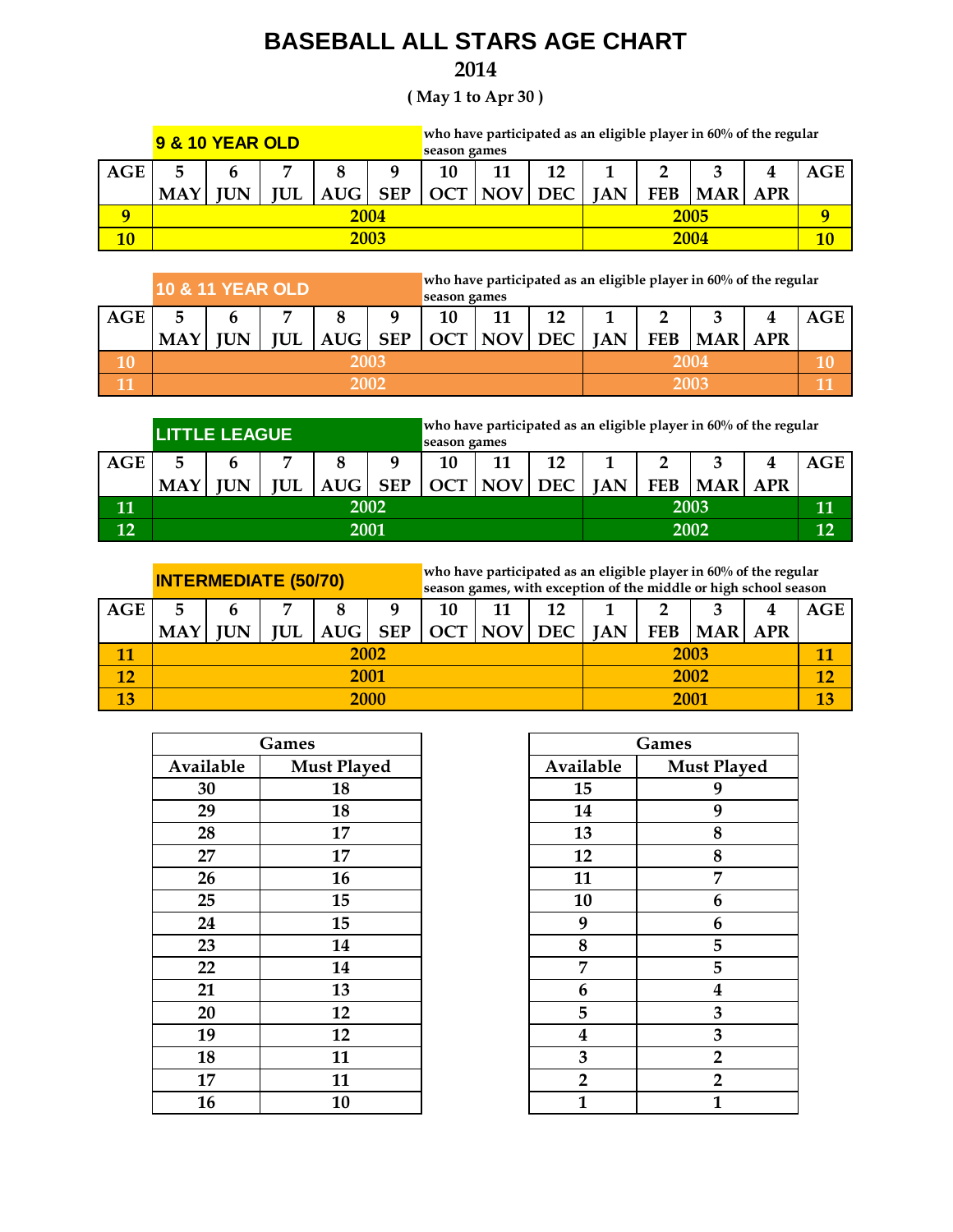# BASEBALL ALL STARS AGE CHART

## 2014

**( May 1 to Apr 30 )**

### 9 & 10 YEAR OLD

**who have participated as an eligible player in 60% of the regular season games**

| AGE | 5 MAY | 6 JUN | 7 JUL | 8 AUG | 9 SEP | 10 OCT | 11 NOV | 12 DEC | 1 JAN | 2 FEB | 3 MAR | 4 APR | AGE |
|---|---|---|---|---|---|---|---|---|---|---|---|---|---|
| 9 | 2004 | | | | | | | | 2005 | | | | 9 |
| 10 | 2003 | | | | | | | | 2004 | | | | 10 |

### 10 & 11 YEAR OLD

**who have participated as an eligible player in 60% of the regular season games**

| AGE | 5 MAY | 6 JUN | 7 JUL | 8 AUG | 9 SEP | 10 OCT | 11 NOV | 12 DEC | 1 JAN | 2 FEB | 3 MAR | 4 APR | AGE |
|---|---|---|---|---|---|---|---|---|---|---|---|---|---|
| 10 | 2003 | | | | | | | | 2004 | | | | 10 |
| 11 | 2002 | | | | | | | | 2003 | | | | 11 |

### LITTLE LEAGUE

**who have participated as an eligible player in 60% of the regular season games**

| AGE | 5 MAY | 6 JUN | 7 JUL | 8 AUG | 9 SEP | 10 OCT | 11 NOV | 12 DEC | 1 JAN | 2 FEB | 3 MAR | 4 APR | AGE |
|---|---|---|---|---|---|---|---|---|---|---|---|---|---|
| 11 | 2002 | | | | | | | | 2003 | | | | 11 |
| 12 | 2001 | | | | | | | | 2002 | | | | 12 |

### INTERMEDIATE (50/70)

**who have participated as an eligible player in 60% of the regular season games, with exception of the middle or high school season**

| AGE | 5 MAY | 6 JUN | 7 JUL | 8 AUG | 9 SEP | 10 OCT | 11 NOV | 12 DEC | 1 JAN | 2 FEB | 3 MAR | 4 APR | AGE |
|---|---|---|---|---|---|---|---|---|---|---|---|---|---|
| 11 | 2002 | | | | | | | | 2003 | | | | 11 |
| 12 | 2001 | | | | | | | | 2002 | | | | 12 |
| 13 | 2000 | | | | | | | | 2001 | | | | 13 |

| Games | |
|---|---|
| **Available** | **Must Played** |
| 30 | 18 |
| 29 | 18 |
| 28 | 17 |
| 27 | 17 |
| 26 | 16 |
| 25 | 15 |
| 24 | 15 |
| 23 | 14 |
| 22 | 14 |
| 21 | 13 |
| 20 | 12 |
| 19 | 12 |
| 18 | 11 |
| 17 | 11 |
| 16 | 10 |

| Games | |
|---|---|
| **Available** | **Must Played** |
| 15 | 9 |
| 14 | 9 |
| 13 | 8 |
| 12 | 8 |
| 11 | 7 |
| 10 | 6 |
| 9 | 6 |
| 8 | 5 |
| 7 | 5 |
| 6 | 4 |
| 5 | 3 |
| 4 | 3 |
| 3 | 2 |
| 2 | 2 |
| 1 | 1 |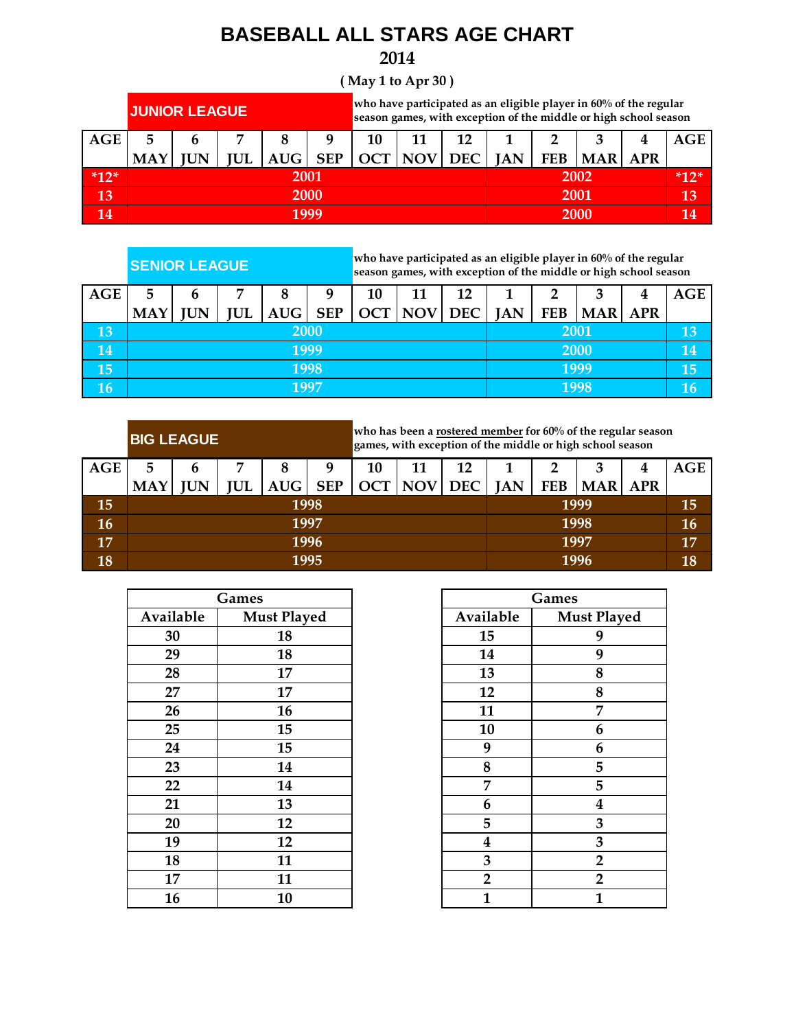# BASEBALL ALL STARS AGE CHART

## 2014

**( May 1 to Apr 30 )**

### JUNIOR LEAGUE

who have participated as an eligible player in 60% of the regular season games, with exception of the middle or high school season

| AGE | 5 MAY | 6 JUN | 7 JUL | 8 AUG | 9 SEP | 10 OCT | 11 NOV | 12 DEC | 1 JAN | 2 FEB | 3 MAR | 4 APR | AGE |
|---|---|---|---|---|---|---|---|---|---|---|---|---|---|
| *12* | 2001 | | | | | | | | 2002 | | | | *12* |
| 13 | 2000 | | | | | | | | 2001 | | | | 13 |
| 14 | 1999 | | | | | | | | 2000 | | | | 14 |

### SENIOR LEAGUE

who have participated as an eligible player in 60% of the regular season games, with exception of the middle or high school season

| AGE | 5 MAY | 6 JUN | 7 JUL | 8 AUG | 9 SEP | 10 OCT | 11 NOV | 12 DEC | 1 JAN | 2 FEB | 3 MAR | 4 APR | AGE |
|---|---|---|---|---|---|---|---|---|---|---|---|---|---|
| 13 | 2000 | | | | | | | | 2001 | | | | 13 |
| 14 | 1999 | | | | | | | | 2000 | | | | 14 |
| 15 | 1998 | | | | | | | | 1999 | | | | 15 |
| 16 | 1997 | | | | | | | | 1998 | | | | 16 |

### BIG LEAGUE

who has been a rostered member for 60% of the regular season games, with exception of the middle or high school season

| AGE | 5 MAY | 6 JUN | 7 JUL | 8 AUG | 9 SEP | 10 OCT | 11 NOV | 12 DEC | 1 JAN | 2 FEB | 3 MAR | 4 APR | AGE |
|---|---|---|---|---|---|---|---|---|---|---|---|---|---|
| 15 | 1998 | | | | | | | | 1999 | | | | 15 |
| 16 | 1997 | | | | | | | | 1998 | | | | 16 |
| 17 | 1996 | | | | | | | | 1997 | | | | 17 |
| 18 | 1995 | | | | | | | | 1996 | | | | 18 |

| Games | |
|---|---|
| Available | Must Played |
| 30 | 18 |
| 29 | 18 |
| 28 | 17 |
| 27 | 17 |
| 26 | 16 |
| 25 | 15 |
| 24 | 15 |
| 23 | 14 |
| 22 | 14 |
| 21 | 13 |
| 20 | 12 |
| 19 | 12 |
| 18 | 11 |
| 17 | 11 |
| 16 | 10 |

| Games | |
|---|---|
| Available | Must Played |
| 15 | 9 |
| 14 | 9 |
| 13 | 8 |
| 12 | 8 |
| 11 | 7 |
| 10 | 6 |
| 9 | 6 |
| 8 | 5 |
| 7 | 5 |
| 6 | 4 |
| 5 | 3 |
| 4 | 3 |
| 3 | 2 |
| 2 | 2 |
| 1 | 1 |